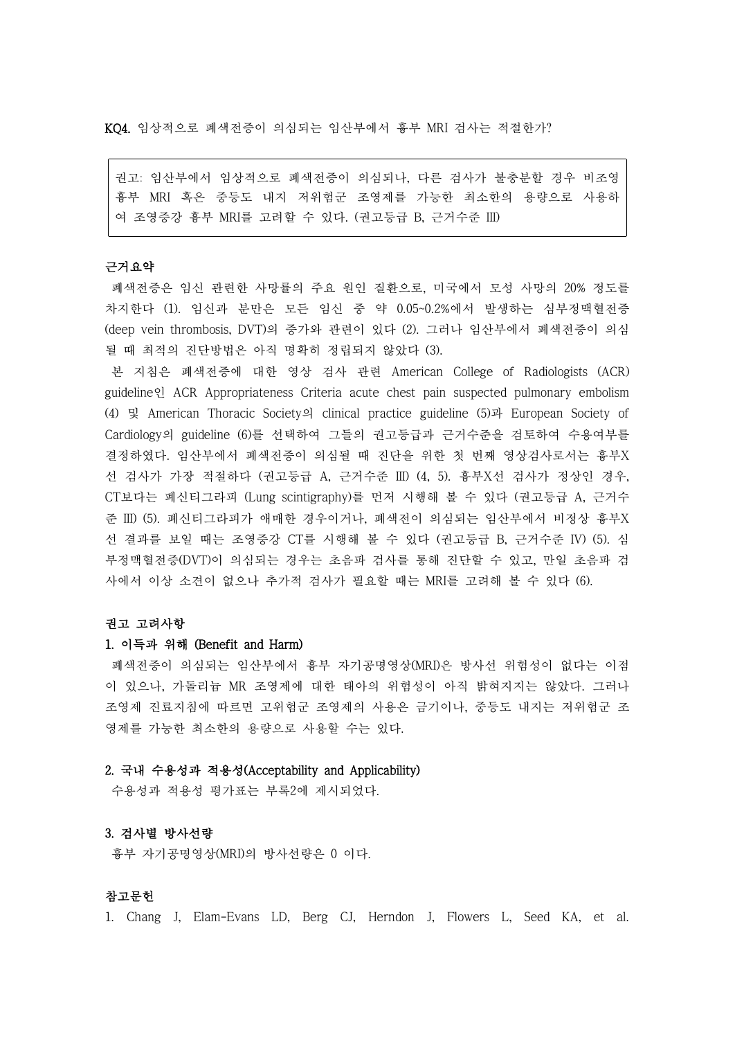**KQ4. 임상적으로 폐색전증이 의심되는 임산부에서 흉부 MRI 검사는 적절한가?**

> 권고: 임산부에서 임상적으로 폐색전증이 의심되나, 다른 검사가 불충분할 경우 비조영 흉부 MRI 혹은 중등도 내지 저위험군 조영제를 가능한 최소한의 용량으로 사용하여 조영증강 흉부 MRI를 고려할 수 있다. (권고등급 B, 근거수준 III)

**근거요약**

폐색전증은 임신 관련한 사망률의 주요 원인 질환으로, 미국에서 모성 사망의 20% 정도를 차지한다 (1). 임신과 분만은 모든 임신 중 약 0.05~0.2%에서 발생하는 심부정맥혈전증(deep vein thrombosis, DVT)의 증가와 관련이 있다 (2). 그러나 임산부에서 폐색전증이 의심될 때 최적의 진단방법은 아직 명확히 정립되지 않았다 (3).

본 지침은 폐색전증에 대한 영상 검사 관련 American College of Radiologists (ACR) guideline인 ACR Appropriateness Criteria acute chest pain suspected pulmonary embolism (4) 및 American Thoracic Society의 clinical practice guideline (5)과 European Society of Cardiology의 guideline (6)를 선택하여 그들의 권고등급과 근거수준을 검토하여 수용여부를 결정하였다. 임산부에서 폐색전증이 의심될 때 진단을 위한 첫 번째 영상검사로서는 흉부X선 검사가 가장 적절하다 (권고등급 A, 근거수준 III) (4, 5). 흉부X선 검사가 정상인 경우, CT보다는 폐신티그라피 (Lung scintigraphy)를 먼저 시행해 볼 수 있다 (권고등급 A, 근거수준 III) (5). 폐신티그라피가 애매한 경우이거나, 폐색전이 의심되는 임산부에서 비정상 흉부X선 결과를 보일 때는 조영증강 CT를 시행해 볼 수 있다 (권고등급 B, 근거수준 IV) (5). 심부정맥혈전증(DVT)이 의심되는 경우는 초음파 검사를 통해 진단할 수 있고, 만일 초음파 검사에서 이상 소견이 없으나 추가적 검사가 필요할 때는 MRI를 고려해 볼 수 있다 (6).

**권고 고려사항**

**1. 이득과 위해 (Benefit and Harm)**

폐색전증이 의심되는 임산부에서 흉부 자기공명영상(MRI)은 방사선 위험성이 없다는 이점이 있으나, 가돌리늄 MR 조영제에 대한 태아의 위험성이 아직 밝혀지지는 않았다. 그러나 조영제 진료지침에 따르면 고위험군 조영제의 사용은 금기이나, 중등도 내지는 저위험군 조영제를 가능한 최소한의 용량으로 사용할 수는 있다.

**2. 국내 수용성과 적용성(Acceptability and Applicability)**

수용성과 적용성 평가표는 부록2에 제시되었다.

**3. 검사별 방사선량**

흉부 자기공명영상(MRI)의 방사선량은 0 이다.

**참고문헌**

1. Chang J, Elam-Evans LD, Berg CJ, Herndon J, Flowers L, Seed KA, et al.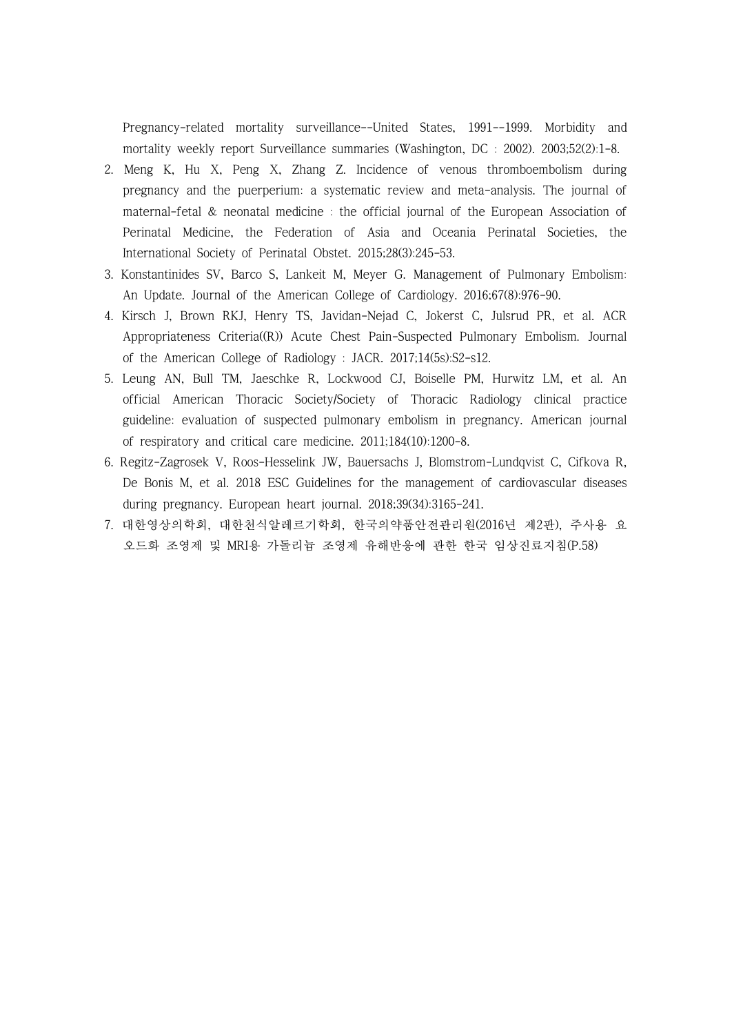Pregnancy-related mortality surveillance--United States, 1991--1999. Morbidity and mortality weekly report Surveillance summaries (Washington, DC : 2002). 2003;52(2):1-8.

2. Meng K, Hu X, Peng X, Zhang Z. Incidence of venous thromboembolism during pregnancy and the puerperium: a systematic review and meta-analysis. The journal of maternal-fetal & neonatal medicine : the official journal of the European Association of Perinatal Medicine, the Federation of Asia and Oceania Perinatal Societies, the International Society of Perinatal Obstet. 2015;28(3):245-53.
3. Konstantinides SV, Barco S, Lankeit M, Meyer G. Management of Pulmonary Embolism: An Update. Journal of the American College of Cardiology. 2016;67(8):976-90.
4. Kirsch J, Brown RKJ, Henry TS, Javidan-Nejad C, Jokerst C, Julsrud PR, et al. ACR Appropriateness Criteria((R)) Acute Chest Pain-Suspected Pulmonary Embolism. Journal of the American College of Radiology : JACR. 2017;14(5s):S2-s12.
5. Leung AN, Bull TM, Jaeschke R, Lockwood CJ, Boiselle PM, Hurwitz LM, et al. An official American Thoracic Society/Society of Thoracic Radiology clinical practice guideline: evaluation of suspected pulmonary embolism in pregnancy. American journal of respiratory and critical care medicine. 2011;184(10):1200-8.
6. Regitz-Zagrosek V, Roos-Hesselink JW, Bauersachs J, Blomstrom-Lundqvist C, Cifkova R, De Bonis M, et al. 2018 ESC Guidelines for the management of cardiovascular diseases during pregnancy. European heart journal. 2018;39(34):3165-241.
7. 대한영상의학회, 대한천식알레르기학회, 한국의약품안전관리원(2016년 제2판), 주사용 요오드화 조영제 및 MRI용 가돌리늄 조영제 유해반응에 관한 한국 임상진료지침(P.58)